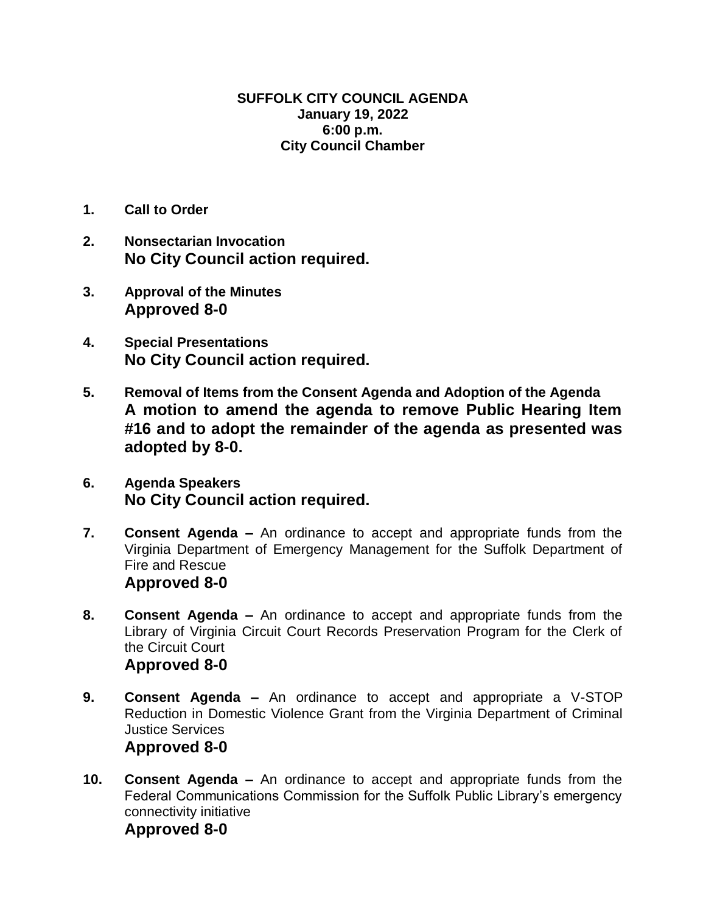**SUFFOLK CITY COUNCIL AGENDA**
**January 19, 2022**
**6:00 p.m.**
**City Council Chamber**

1. **Call to Order**

2. **Nonsectarian Invocation**
   **No City Council action required.**

3. **Approval of the Minutes**
   **Approved 8-0**

4. **Special Presentations**
   **No City Council action required.**

5. **Removal of Items from the Consent Agenda and Adoption of the Agenda**
   **A motion to amend the agenda to remove Public Hearing Item #16 and to adopt the remainder of the agenda as presented was adopted by 8-0.**

6. **Agenda Speakers**
   **No City Council action required.**

7. **Consent Agenda –** An ordinance to accept and appropriate funds from the Virginia Department of Emergency Management for the Suffolk Department of Fire and Rescue
   **Approved 8-0**

8. **Consent Agenda –** An ordinance to accept and appropriate funds from the Library of Virginia Circuit Court Records Preservation Program for the Clerk of the Circuit Court
   **Approved 8-0**

9. **Consent Agenda –** An ordinance to accept and appropriate a V-STOP Reduction in Domestic Violence Grant from the Virginia Department of Criminal Justice Services
   **Approved 8-0**

10. **Consent Agenda –** An ordinance to accept and appropriate funds from the Federal Communications Commission for the Suffolk Public Library's emergency connectivity initiative
    **Approved 8-0**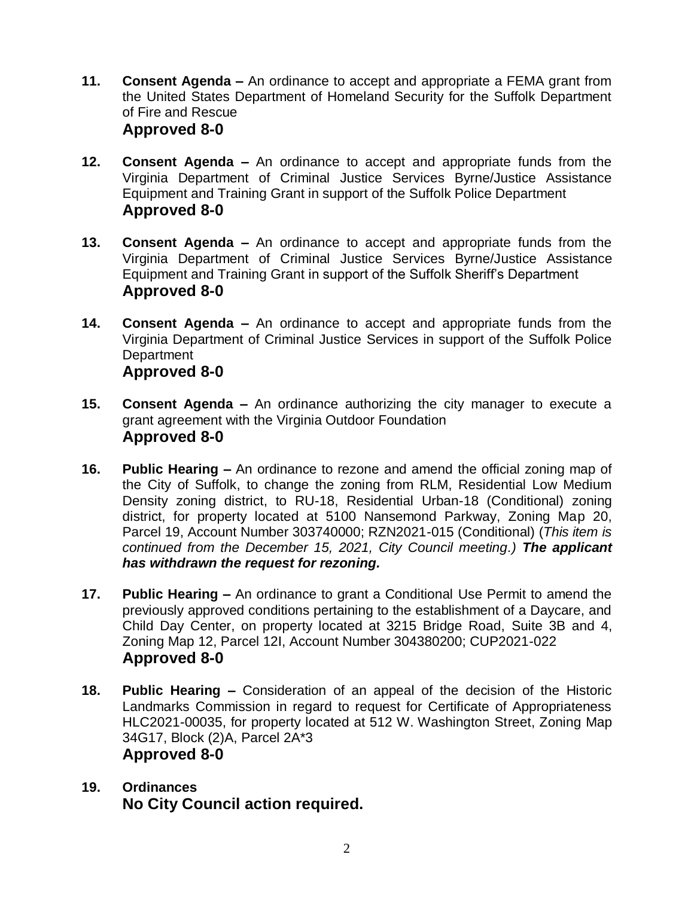11. **Consent Agenda –** An ordinance to accept and appropriate a FEMA grant from the United States Department of Homeland Security for the Suffolk Department of Fire and Rescue
    **Approved 8-0**

12. **Consent Agenda –** An ordinance to accept and appropriate funds from the Virginia Department of Criminal Justice Services Byrne/Justice Assistance Equipment and Training Grant in support of the Suffolk Police Department
    **Approved 8-0**

13. **Consent Agenda –** An ordinance to accept and appropriate funds from the Virginia Department of Criminal Justice Services Byrne/Justice Assistance Equipment and Training Grant in support of the Suffolk Sheriff's Department
    **Approved 8-0**

14. **Consent Agenda –** An ordinance to accept and appropriate funds from the Virginia Department of Criminal Justice Services in support of the Suffolk Police Department
    **Approved 8-0**

15. **Consent Agenda –** An ordinance authorizing the city manager to execute a grant agreement with the Virginia Outdoor Foundation
    **Approved 8-0**

16. **Public Hearing –** An ordinance to rezone and amend the official zoning map of the City of Suffolk, to change the zoning from RLM, Residential Low Medium Density zoning district, to RU-18, Residential Urban-18 (Conditional) zoning district, for property located at 5100 Nansemond Parkway, Zoning Map 20, Parcel 19, Account Number 303740000; RZN2021-015 (Conditional) (*This item is continued from the December 15, 2021, City Council meeting.) **The applicant has withdrawn the request for rezoning.***

17. **Public Hearing –** An ordinance to grant a Conditional Use Permit to amend the previously approved conditions pertaining to the establishment of a Daycare, and Child Day Center, on property located at 3215 Bridge Road, Suite 3B and 4, Zoning Map 12, Parcel 12I, Account Number 304380200; CUP2021-022
    **Approved 8-0**

18. **Public Hearing –** Consideration of an appeal of the decision of the Historic Landmarks Commission in regard to request for Certificate of Appropriateness HLC2021-00035, for property located at 512 W. Washington Street, Zoning Map 34G17, Block (2)A, Parcel 2A*3
    **Approved 8-0**

19. **Ordinances**
    **No City Council action required.**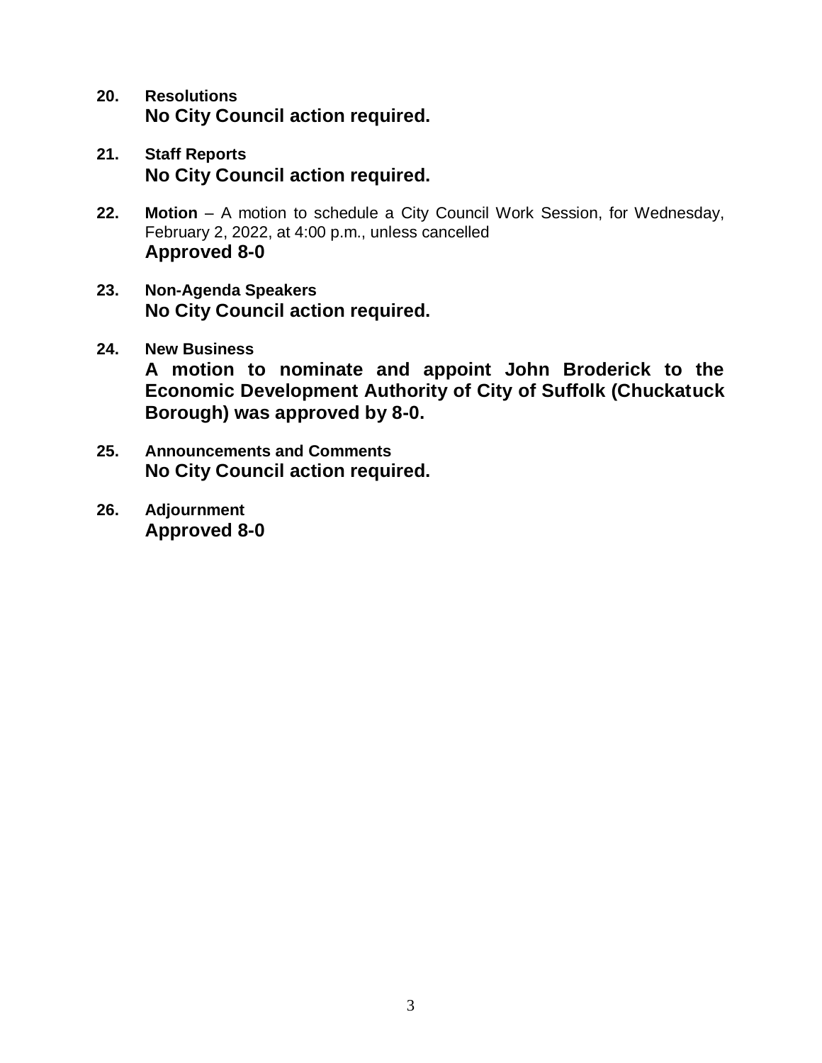20. **Resolutions**
    **No City Council action required.**

21. **Staff Reports**
    **No City Council action required.**

22. **Motion** – A motion to schedule a City Council Work Session, for Wednesday, February 2, 2022, at 4:00 p.m., unless cancelled
    **Approved 8-0**

23. **Non-Agenda Speakers**
    **No City Council action required.**

24. **New Business**
    **A motion to nominate and appoint John Broderick to the Economic Development Authority of City of Suffolk (Chuckatuck Borough) was approved by 8-0.**

25. **Announcements and Comments**
    **No City Council action required.**

26. **Adjournment**
    **Approved 8-0**